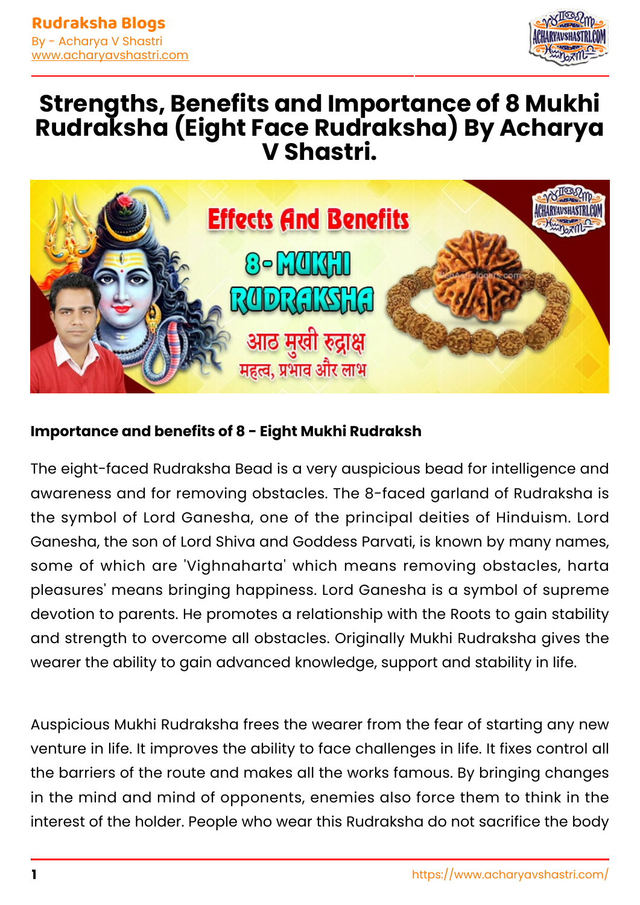# Strengths, Benefits and Importance of 8 Mukhi Rudraksha (Eight Face Rudraksha) By Acharya V Shastri.

**Importance and benefits of 8 - Eight Mukhi Rudraksh**

The eight-faced Rudraksha Bead is a very auspicious bead for intelligence and awareness and for removing obstacles. The 8-faced garland of Rudraksha is the symbol of Lord Ganesha, one of the principal deities of Hinduism. Lord Ganesha, the son of Lord Shiva and Goddess Parvati, is known by many names, some of which are 'Vighnaharta' which means removing obstacles, harta pleasures' means bringing happiness. Lord Ganesha is a symbol of supreme devotion to parents. He promotes a relationship with the Roots to gain stability and strength to overcome all obstacles. Originally Mukhi Rudraksha gives the wearer the ability to gain advanced knowledge, support and stability in life.

Auspicious Mukhi Rudraksha frees the wearer from the fear of starting any new venture in life. It improves the ability to face challenges in life. It fixes control all the barriers of the route and makes all the works famous. By bringing changes in the mind and mind of opponents, enemies also force them to think in the interest of the holder. People who wear this Rudraksha do not sacrifice the body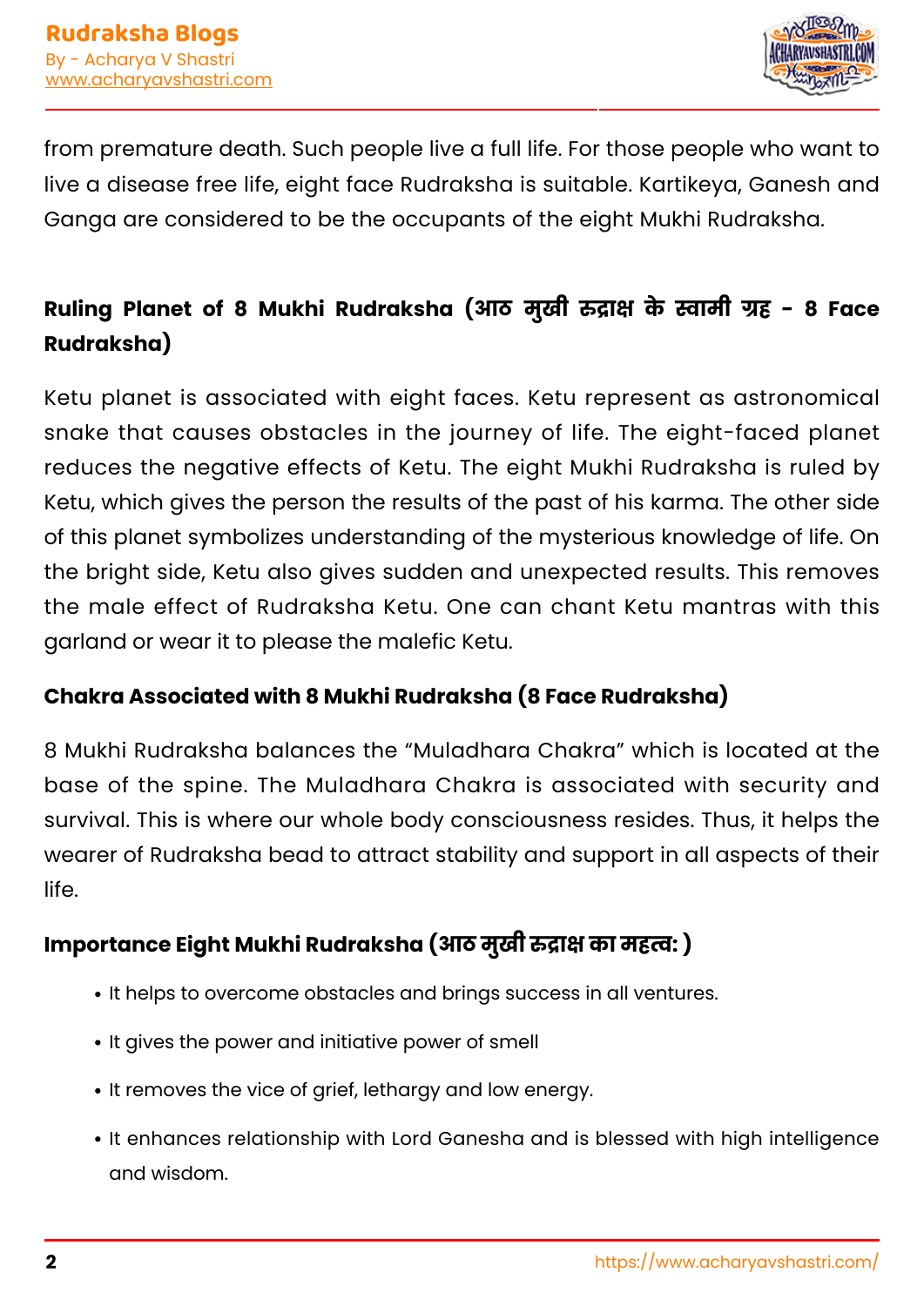from premature death. Such people live a full life. For those people who want to live a disease free life, eight face Rudraksha is suitable. Kartikeya, Ganesh and Ganga are considered to be the occupants of the eight Mukhi Rudraksha.

### Ruling Planet of 8 Mukhi Rudraksha (आठ मुखी रुद्राक्ष के स्वामी ग्रह - 8 Face Rudraksha)

Ketu planet is associated with eight faces. Ketu represent as astronomical snake that causes obstacles in the journey of life. The eight-faced planet reduces the negative effects of Ketu. The eight Mukhi Rudraksha is ruled by Ketu, which gives the person the results of the past of his karma. The other side of this planet symbolizes understanding of the mysterious knowledge of life. On the bright side, Ketu also gives sudden and unexpected results. This removes the male effect of Rudraksha Ketu. One can chant Ketu mantras with this garland or wear it to please the malefic Ketu.

### Chakra Associated with 8 Mukhi Rudraksha (8 Face Rudraksha)

8 Mukhi Rudraksha balances the “Muladhara Chakra” which is located at the base of the spine. The Muladhara Chakra is associated with security and survival. This is where our whole body consciousness resides. Thus, it helps the wearer of Rudraksha bead to attract stability and support in all aspects of their life.

### Importance Eight Mukhi Rudraksha (आठ मुखी रुद्राक्ष का महत्व: )

- It helps to overcome obstacles and brings success in all ventures.
- It gives the power and initiative power of smell
- It removes the vice of grief, lethargy and low energy.
- It enhances relationship with Lord Ganesha and is blessed with high intelligence and wisdom.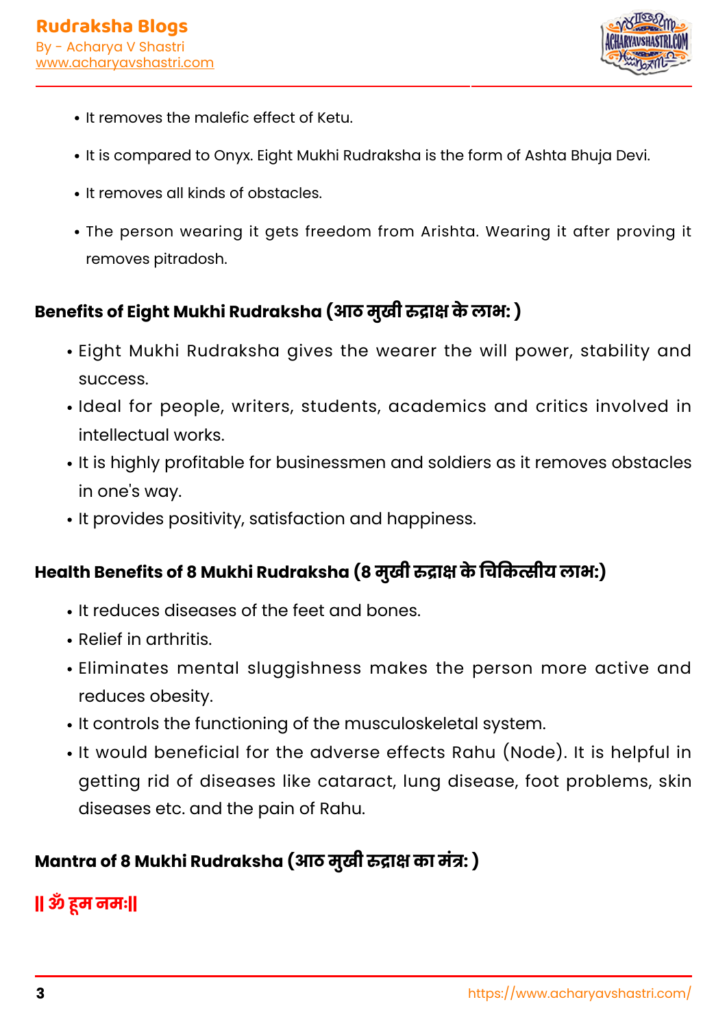- It removes the malefic effect of Ketu.
- It is compared to Onyx. Eight Mukhi Rudraksha is the form of Ashta Bhuja Devi.
- It removes all kinds of obstacles.
- The person wearing it gets freedom from Arishta. Wearing it after proving it removes pitradosh.

## Benefits of Eight Mukhi Rudraksha (आठ मुखी रुद्राक्ष के लाभ: )

- Eight Mukhi Rudraksha gives the wearer the will power, stability and success.
- Ideal for people, writers, students, academics and critics involved in intellectual works.
- It is highly profitable for businessmen and soldiers as it removes obstacles in one's way.
- It provides positivity, satisfaction and happiness.

## Health Benefits of 8 Mukhi Rudraksha (8 मुखी रुद्राक्ष के चिकित्सीय लाभ:)

- It reduces diseases of the feet and bones.
- Relief in arthritis.
- Eliminates mental sluggishness makes the person more active and reduces obesity.
- It controls the functioning of the musculoskeletal system.
- It would beneficial for the adverse effects Rahu (Node). It is helpful in getting rid of diseases like cataract, lung disease, foot problems, skin diseases etc. and the pain of Rahu.

## Mantra of 8 Mukhi Rudraksha (आठ मुखी रुद्राक्ष का मंत्र: )

**|| ॐ हूम नमः||**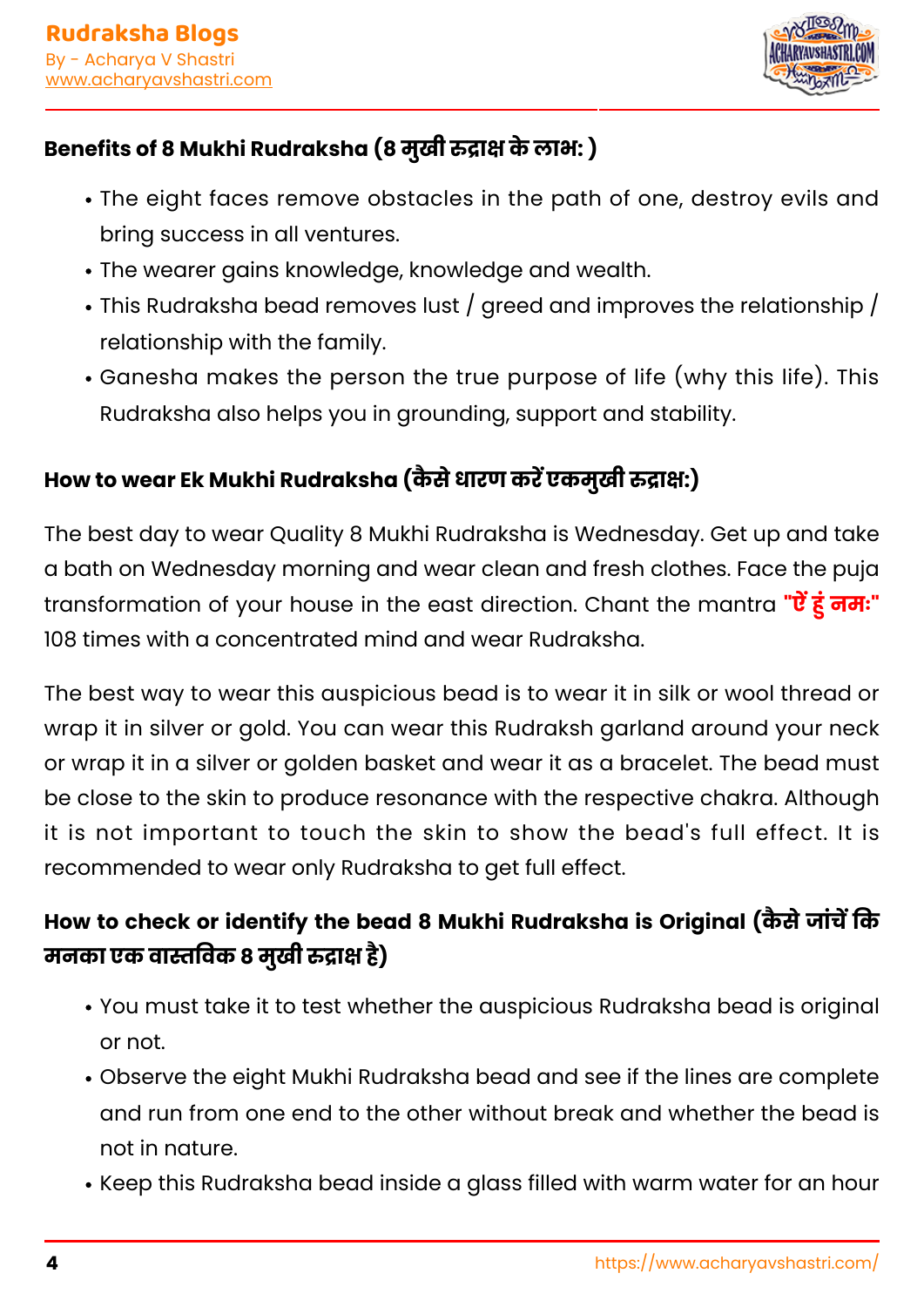## Benefits of 8 Mukhi Rudraksha (8 मुखी रुद्राक्ष के लाभ: )

- The eight faces remove obstacles in the path of one, destroy evils and bring success in all ventures.
- The wearer gains knowledge, knowledge and wealth.
- This Rudraksha bead removes lust / greed and improves the relationship / relationship with the family.
- Ganesha makes the person the true purpose of life (why this life). This Rudraksha also helps you in grounding, support and stability.

## How to wear Ek Mukhi Rudraksha (कैसे धारण करें एकमुखी रुद्राक्ष:)

The best day to wear Quality 8 Mukhi Rudraksha is Wednesday. Get up and take a bath on Wednesday morning and wear clean and fresh clothes. Face the puja transformation of your house in the east direction. Chant the mantra **"ऐं हुं नमः"** 108 times with a concentrated mind and wear Rudraksha.

The best way to wear this auspicious bead is to wear it in silk or wool thread or wrap it in silver or gold. You can wear this Rudraksh garland around your neck or wrap it in a silver or golden basket and wear it as a bracelet. The bead must be close to the skin to produce resonance with the respective chakra. Although it is not important to touch the skin to show the bead's full effect. It is recommended to wear only Rudraksha to get full effect.

## How to check or identify the bead 8 Mukhi Rudraksha is Original (कैसे जांचें कि मनका एक वास्तविक 8 मुखी रुद्राक्ष है)

- You must take it to test whether the auspicious Rudraksha bead is original or not.
- Observe the eight Mukhi Rudraksha bead and see if the lines are complete and run from one end to the other without break and whether the bead is not in nature.
- Keep this Rudraksha bead inside a glass filled with warm water for an hour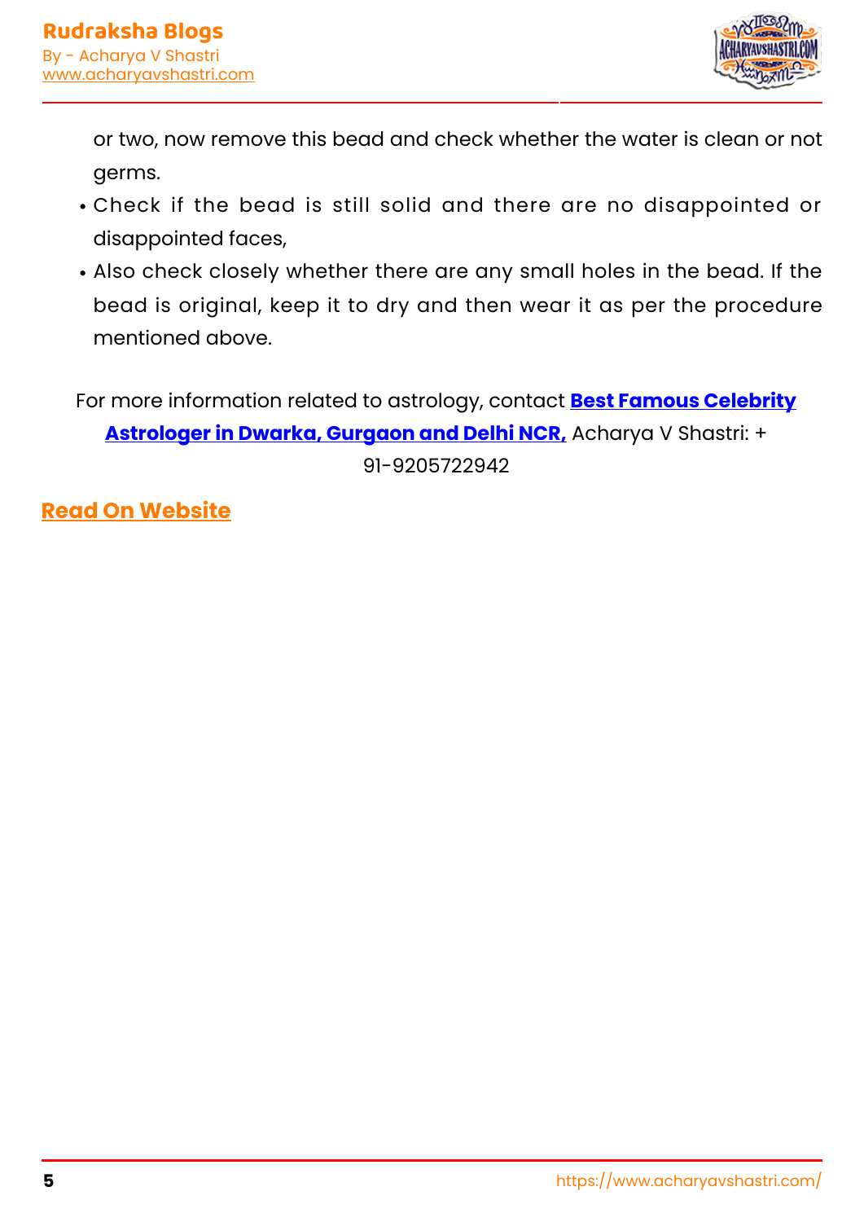or two, now remove this bead and check whether the water is clean or not germs.

- Check if the bead is still solid and there are no disappointed or disappointed faces,
- Also check closely whether there are any small holes in the bead. If the bead is original, keep it to dry and then wear it as per the procedure mentioned above.

For more information related to astrology, contact **[Best Famous Celebrity Astrologer in Dwarka, Gurgaon and Delhi NCR,]()** Acharya V Shastri: + 91-9205722942

**[Read On Website]()**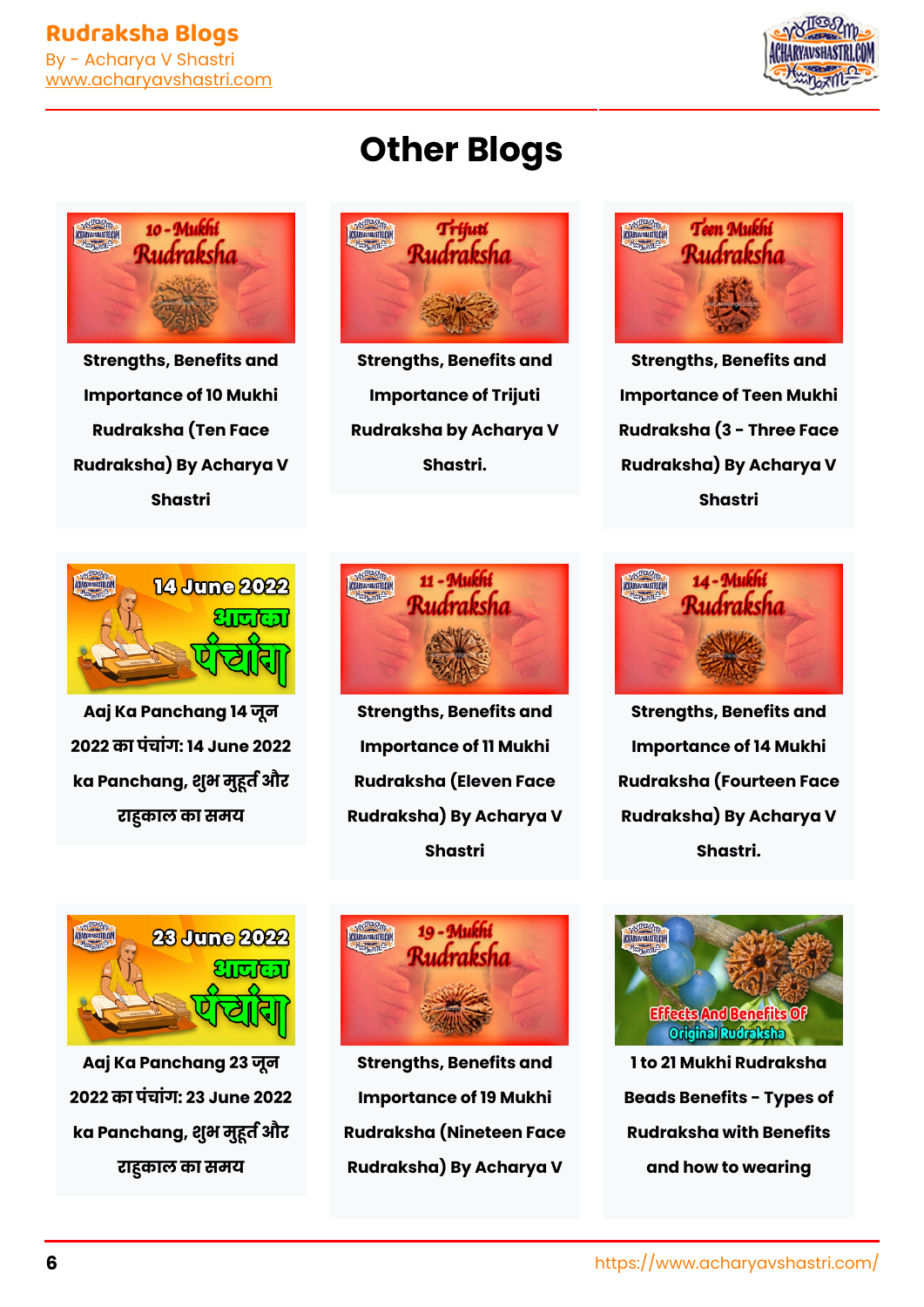# Other Blogs

**Strengths, Benefits and Importance of 10 Mukhi Rudraksha (Ten Face Rudraksha) By Acharya V Shastri**

**Strengths, Benefits and Importance of Trijuti Rudraksha by Acharya V Shastri.**

**Strengths, Benefits and Importance of Teen Mukhi Rudraksha (3 - Three Face Rudraksha) By Acharya V Shastri**

**Aaj Ka Panchang 14 जून 2022 का पंचांग: 14 June 2022 ka Panchang, शुभ मुहूर्त और राहुकाल का समय**

**Strengths, Benefits and Importance of 11 Mukhi Rudraksha (Eleven Face Rudraksha) By Acharya V Shastri**

**Strengths, Benefits and Importance of 14 Mukhi Rudraksha (Fourteen Face Rudraksha) By Acharya V Shastri.**

**Aaj Ka Panchang 23 जून 2022 का पंचांग: 23 June 2022 ka Panchang, शुभ मुहूर्त और राहुकाल का समय**

**Strengths, Benefits and Importance of 19 Mukhi Rudraksha (Nineteen Face Rudraksha) By Acharya V**

**1 to 21 Mukhi Rudraksha Beads Benefits - Types of Rudraksha with Benefits and how to wearing**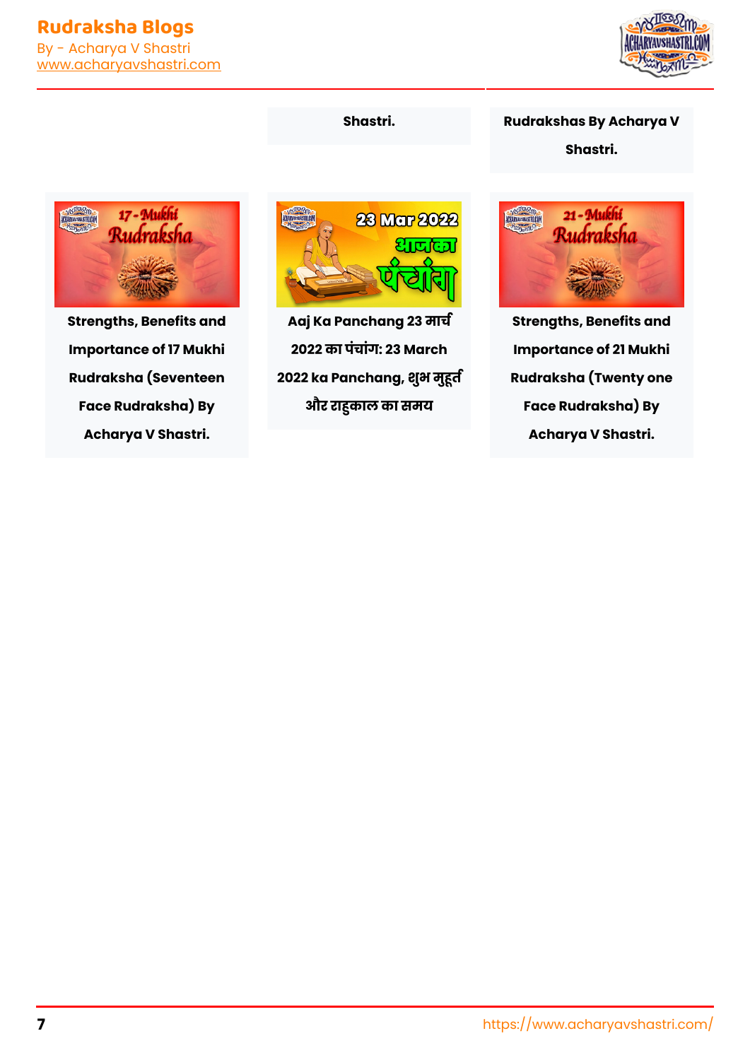Shastri.

Rudrakshas By Acharya V Shastri.

**Strengths, Benefits and Importance of 17 Mukhi Rudraksha (Seventeen Face Rudraksha) By Acharya V Shastri.**

**Aaj Ka Panchang 23 मार्च 2022 का पंचांग: 23 March 2022 ka Panchang, शुभ मुहूर्त और राहुकाल का समय**

**Strengths, Benefits and Importance of 21 Mukhi Rudraksha (Twenty one Face Rudraksha) By Acharya V Shastri.**